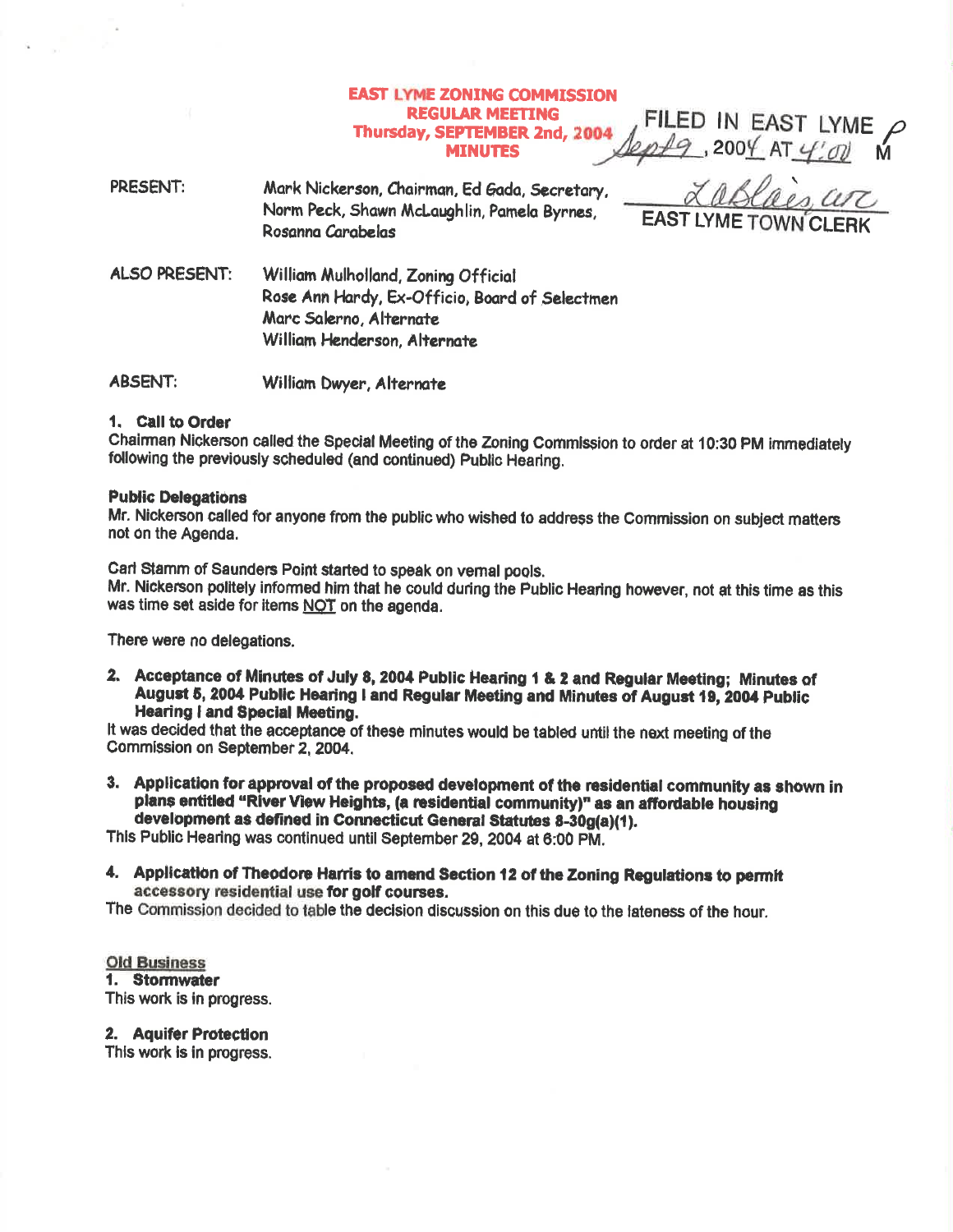# EAST LYME ZONING COMMISSION
## REGULAR MEETING
## Thursday, SEPTEMBER 2nd, 2004
## MINUTES

FILED IN EAST LYME Sept 9, 2004 AT 4:00 PM

EAST LYME TOWN CLERK

PRESENT: Mark Nickerson, Chairman, Ed Gada, Secretary, Norm Peck, Shawn McLaughlin, Pamela Byrnes, Rosanna Carabelas

ALSO PRESENT: William Mulholland, Zoning Official
Rose Ann Hardy, Ex-Officio, Board of Selectmen
Marc Salerno, Alternate
William Henderson, Alternate

ABSENT: William Dwyer, Alternate

**1. Call to Order**

Chairman Nickerson called the Special Meeting of the Zoning Commission to order at 10:30 PM immediately following the previously scheduled (and continued) Public Hearing.

**Public Delegations**

Mr. Nickerson called for anyone from the public who wished to address the Commission on subject matters not on the Agenda.

Carl Stamm of Saunders Point started to speak on vernal pools.
Mr. Nickerson politely informed him that he could during the Public Hearing however, not at this time as this was time set aside for items <u>NOT</u> on the agenda.

There were no delegations.

**2. Acceptance of Minutes of July 8, 2004 Public Hearing 1 & 2 and Regular Meeting; Minutes of August 5, 2004 Public Hearing I and Regular Meeting and Minutes of August 19, 2004 Public Hearing I and Special Meeting.**

It was decided that the acceptance of these minutes would be tabled until the next meeting of the Commission on September 2, 2004.

**3. Application for approval of the proposed development of the residential community as shown in plans entitled "River View Heights, (a residential community)" as an affordable housing development as defined in Connecticut General Statutes 8-30g(a)(1).**

This Public Hearing was continued until September 29, 2004 at 6:00 PM.

**4. Application of Theodore Harris to amend Section 12 of the Zoning Regulations to permit accessory residential use for golf courses.**

The Commission decided to table the decision discussion on this due to the lateness of the hour.

<u>**Old Business**</u>

**1. Stormwater**

This work is in progress.

**2. Aquifer Protection**

This work is in progress.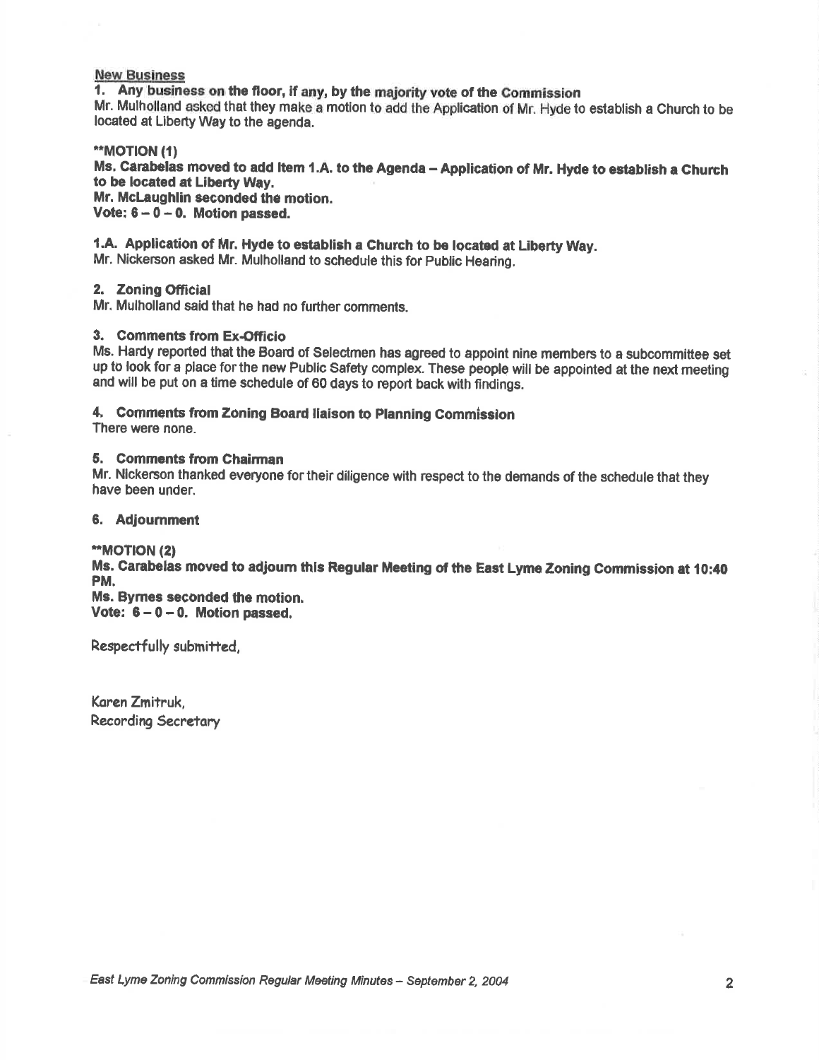<u>New Business</u>

**1. Any business on the floor, if any, by the majority vote of the Commission**

Mr. Mulholland asked that they make a motion to add the Application of Mr. Hyde to establish a Church to be located at Liberty Way to the agenda.

****MOTION (1)**

**Ms. Carabelas moved to add Item 1.A. to the Agenda – Application of Mr. Hyde to establish a Church to be located at Liberty Way.**

**Mr. McLaughlin seconded the motion.**

**Vote: 6 – 0 – 0. Motion passed.**

**1.A. Application of Mr. Hyde to establish a Church to be located at Liberty Way.**

Mr. Nickerson asked Mr. Mulholland to schedule this for Public Hearing.

**2. Zoning Official**

Mr. Mulholland said that he had no further comments.

**3. Comments from Ex-Officio**

Ms. Hardy reported that the Board of Selectmen has agreed to appoint nine members to a subcommittee set up to look for a place for the new Public Safety complex. These people will be appointed at the next meeting and will be put on a time schedule of 60 days to report back with findings.

**4. Comments from Zoning Board liaison to Planning Commission**

There were none.

**5. Comments from Chairman**

Mr. Nickerson thanked everyone for their diligence with respect to the demands of the schedule that they have been under.

**6. Adjournment**

****MOTION (2)**

**Ms. Carabelas moved to adjourn this Regular Meeting of the East Lyme Zoning Commission at 10:40 PM.**

**Ms. Byrnes seconded the motion.**

**Vote: 6 – 0 – 0. Motion passed.**

Respectfully submitted,

Karen Zmitruk,
Recording Secretary